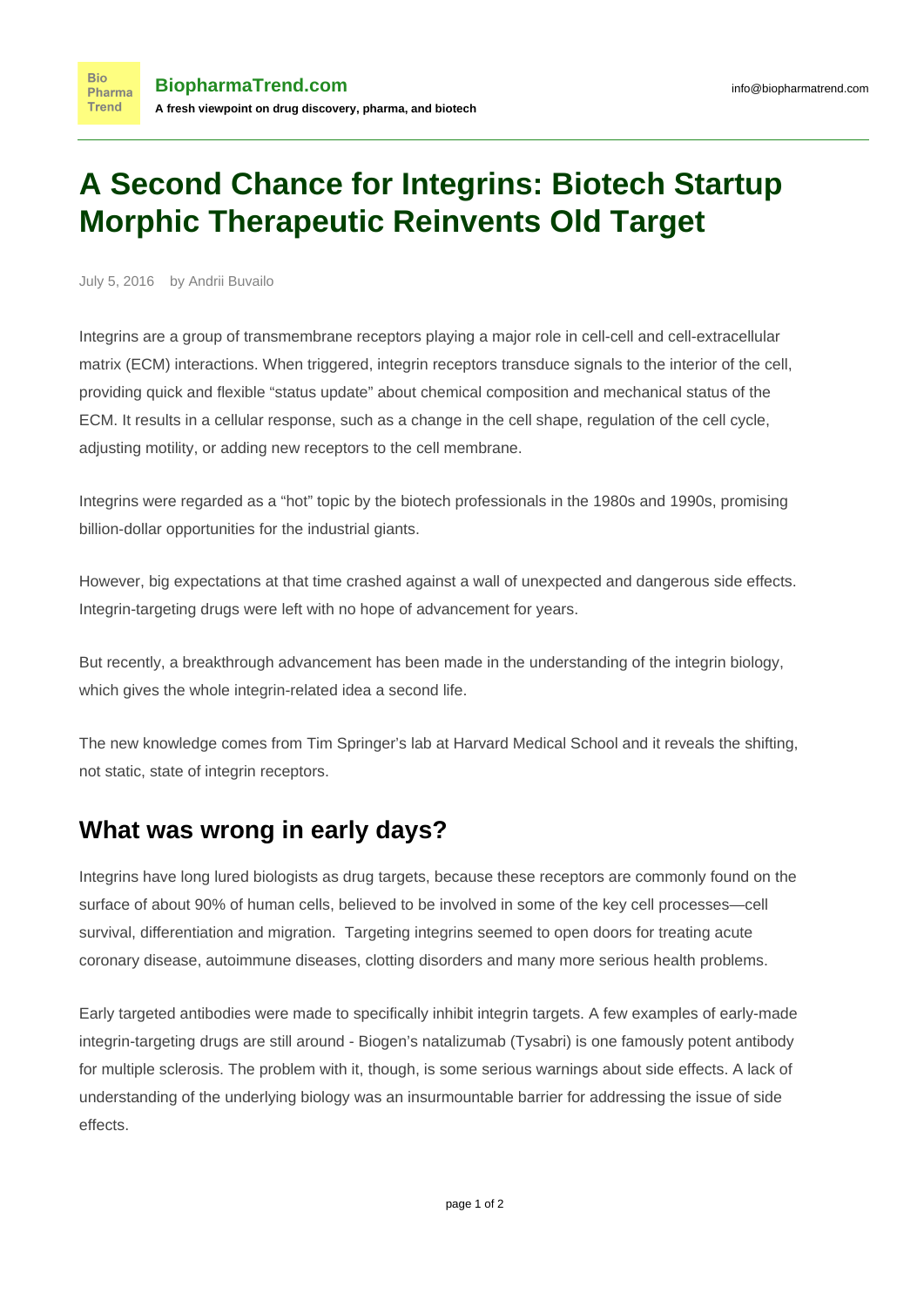# A Second Chance for Integrins: Biotech Startup Morphic Therapeutic Reinvents Old Target

July 5, 2016 by Andrii Buvailo

Integrins are a group of transmembrane receptors playing a major role in cell-cell and cell-extracellular matrix (ECM) interactions. When triggered, integrin receptors transduce signals to the interior of the cell, providing quick and flexible “status update” about chemical composition and mechanical status of the ECM. It results in a cellular response, such as a change in the cell shape, regulation of the cell cycle, adjusting motility, or adding new receptors to the cell membrane.

Integrins were regarded as a “hot” topic by the biotech professionals in the 1980s and 1990s, promising billion-dollar opportunities for the industrial giants.

However, big expectations at that time crashed against a wall of unexpected and dangerous side effects. Integrin-targeting drugs were left with no hope of advancement for years.

But recently, a breakthrough advancement has been made in the understanding of the integrin biology, which gives the whole integrin-related idea a second life.

The new knowledge comes from Tim Springer’s lab at Harvard Medical School and it reveals the shifting, not static, state of integrin receptors.

## What was wrong in early days?

Integrins have long lured biologists as drug targets, because these receptors are commonly found on the surface of about 90% of human cells, believed to be involved in some of the key cell processes—cell survival, differentiation and migration. Targeting integrins seemed to open doors for treating acute coronary disease, autoimmune diseases, clotting disorders and many more serious health problems.

Early targeted antibodies were made to specifically inhibit integrin targets. A few examples of early-made integrin-targeting drugs are still around - Biogen’s natalizumab (Tysabri) is one famously potent antibody for multiple sclerosis. The problem with it, though, is some serious warnings about side effects. A lack of understanding of the underlying biology was an insurmountable barrier for addressing the issue of side effects.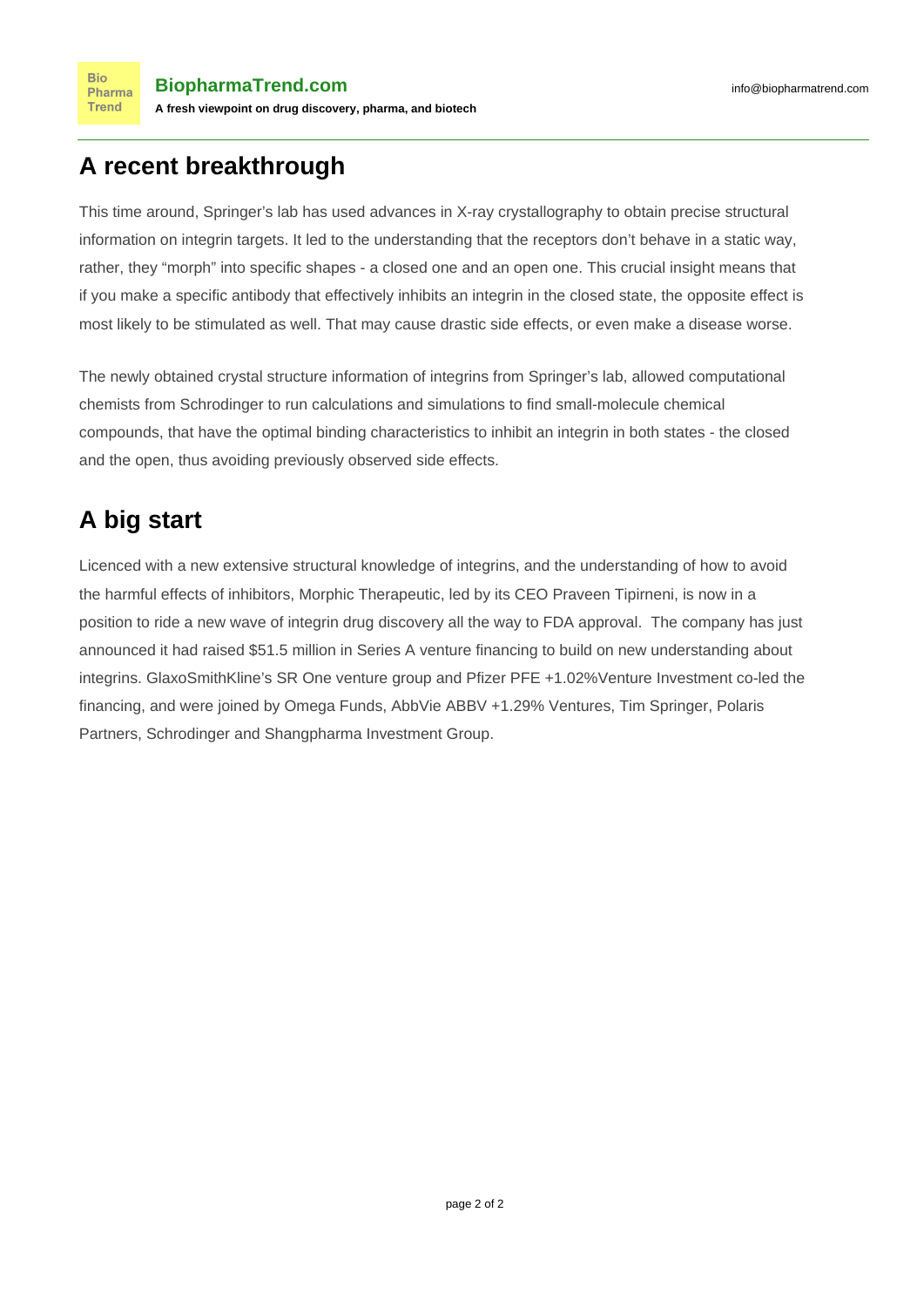## A recent breakthrough

This time around, Springer's lab has used advances in X-ray crystallography to obtain precise structural information on integrin targets. It led to the understanding that the receptors don't behave in a static way, rather, they "morph" into specific shapes - a closed one and an open one. This crucial insight means that if you make a specific antibody that effectively inhibits an integrin in the closed state, the opposite effect is most likely to be stimulated as well. That may cause drastic side effects, or even make a disease worse.

The newly obtained crystal structure information of integrins from Springer's lab, allowed computational chemists from Schrodinger to run calculations and simulations to find small-molecule chemical compounds, that have the optimal binding characteristics to inhibit an integrin in both states - the closed and the open, thus avoiding previously observed side effects.

## A big start

Licenced with a new extensive structural knowledge of integrins, and the understanding of how to avoid the harmful effects of inhibitors, Morphic Therapeutic, led by its CEO Praveen Tipirneni, is now in a position to ride a new wave of integrin drug discovery all the way to FDA approval. The company has just announced it had raised $51.5 million in Series A venture financing to build on new understanding about integrins. GlaxoSmithKline's SR One venture group and Pfizer PFE +1.02%Venture Investment co-led the financing, and were joined by Omega Funds, AbbVie ABBV +1.29% Ventures, Tim Springer, Polaris Partners, Schrodinger and Shangpharma Investment Group.